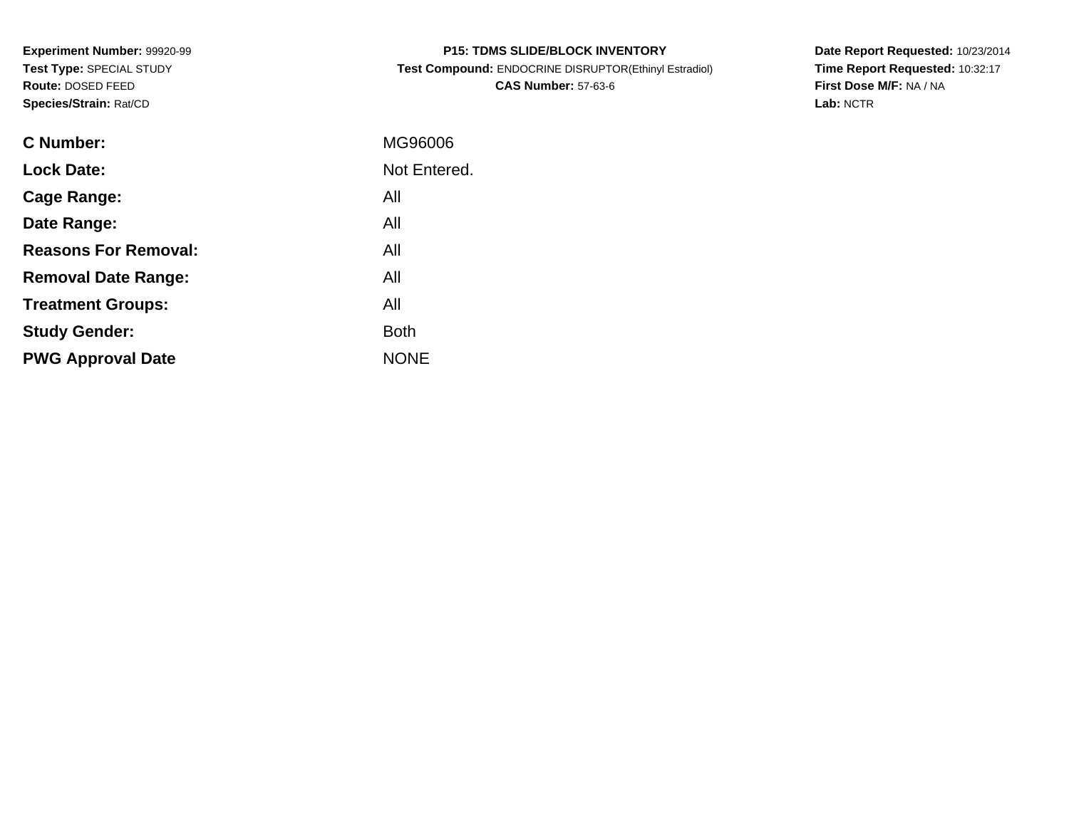**Experiment Number:** 99920-99
**Test Type:** SPECIAL STUDY
**Route:** DOSED FEED
**Species/Strain:** Rat/CD

**P15: TDMS SLIDE/BLOCK INVENTORY**
**Test Compound:** ENDOCRINE DISRUPTOR(Ethinyl Estradiol)
**CAS Number:** 57-63-6

**Date Report Requested:** 10/23/2014
**Time Report Requested:** 10:32:17
**First Dose M/F:** NA / NA
**Lab:** NCTR

| | |
|---|---|
| **C Number:** | MG96006 |
| **Lock Date:** | Not Entered. |
| **Cage Range:** | All |
| **Date Range:** | All |
| **Reasons For Removal:** | All |
| **Removal Date Range:** | All |
| **Treatment Groups:** | All |
| **Study Gender:** | Both |
| **PWG Approval Date** | NONE |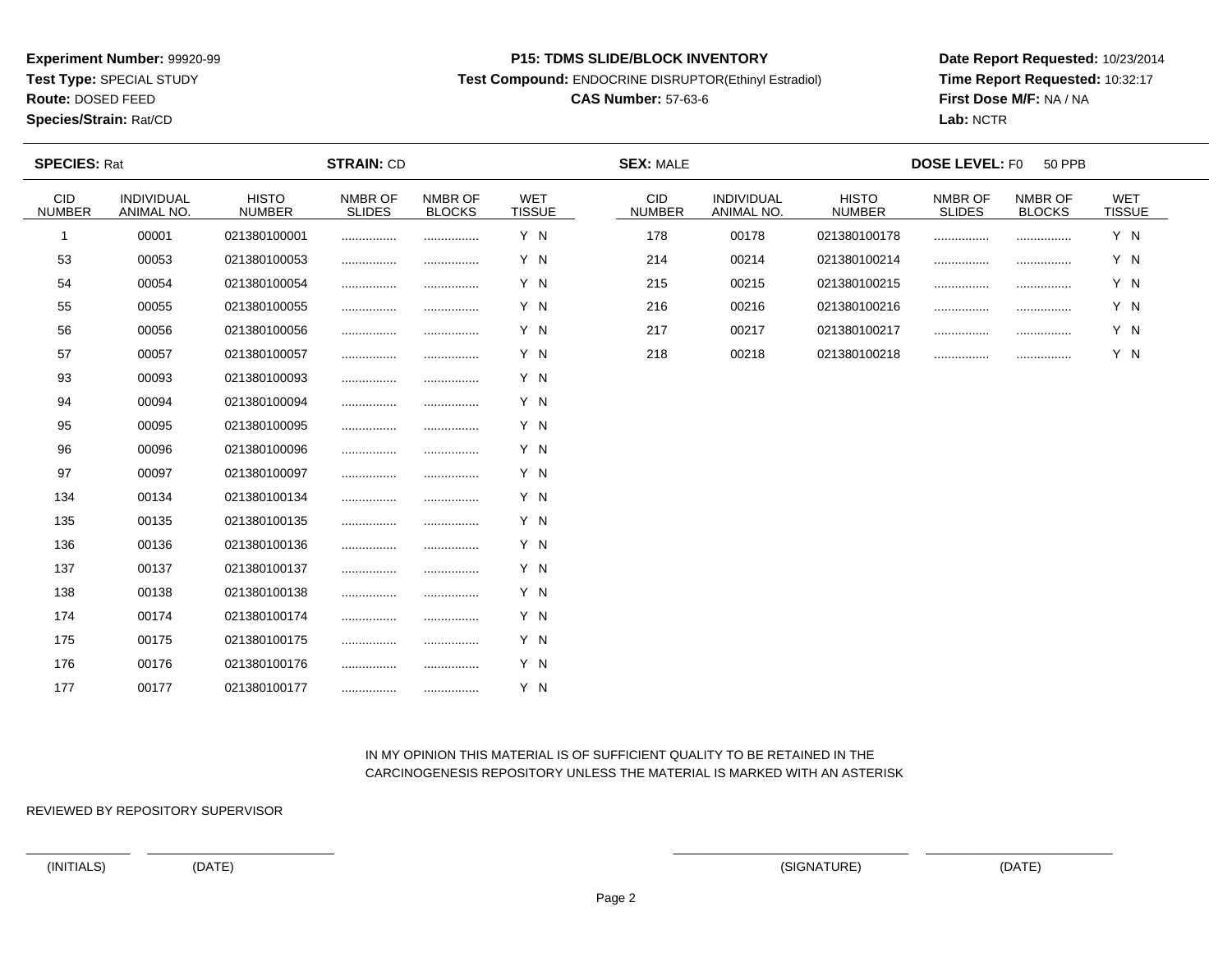**Experiment Number:** 99920-99
**Test Type:** SPECIAL STUDY
**Route:** DOSED FEED
**Species/Strain:** Rat/CD

**P15: TDMS SLIDE/BLOCK INVENTORY**
**Test Compound:** ENDOCRINE DISRUPTOR(Ethinyl Estradiol)
**CAS Number:** 57-63-6

**Date Report Requested:** 10/23/2014
**Time Report Requested:** 10:32:17
**First Dose M/F:** NA / NA
**Lab:** NCTR

**SPECIES:** Rat **STRAIN:** CD **SEX:** MALE **DOSE LEVEL:** F0 50 PPB

| CID NUMBER | INDIVIDUAL ANIMAL NO. | HISTO NUMBER | NMBR OF SLIDES | NMBR OF BLOCKS | WET TISSUE |
|---|---|---|---|---|---|
| 1 | 00001 | 021380100001 | ................ | ................ | Y N |
| 53 | 00053 | 021380100053 | ................ | ................ | Y N |
| 54 | 00054 | 021380100054 | ................ | ................ | Y N |
| 55 | 00055 | 021380100055 | ................ | ................ | Y N |
| 56 | 00056 | 021380100056 | ................ | ................ | Y N |
| 57 | 00057 | 021380100057 | ................ | ................ | Y N |
| 93 | 00093 | 021380100093 | ................ | ................ | Y N |
| 94 | 00094 | 021380100094 | ................ | ................ | Y N |
| 95 | 00095 | 021380100095 | ................ | ................ | Y N |
| 96 | 00096 | 021380100096 | ................ | ................ | Y N |
| 97 | 00097 | 021380100097 | ................ | ................ | Y N |
| 134 | 00134 | 021380100134 | ................ | ................ | Y N |
| 135 | 00135 | 021380100135 | ................ | ................ | Y N |
| 136 | 00136 | 021380100136 | ................ | ................ | Y N |
| 137 | 00137 | 021380100137 | ................ | ................ | Y N |
| 138 | 00138 | 021380100138 | ................ | ................ | Y N |
| 174 | 00174 | 021380100174 | ................ | ................ | Y N |
| 175 | 00175 | 021380100175 | ................ | ................ | Y N |
| 176 | 00176 | 021380100176 | ................ | ................ | Y N |
| 177 | 00177 | 021380100177 | ................ | ................ | Y N |
| 178 | 00178 | 021380100178 | ................ | ................ | Y N |
| 214 | 00214 | 021380100214 | ................ | ................ | Y N |
| 215 | 00215 | 021380100215 | ................ | ................ | Y N |
| 216 | 00216 | 021380100216 | ................ | ................ | Y N |
| 217 | 00217 | 021380100217 | ................ | ................ | Y N |
| 218 | 00218 | 021380100218 | ................ | ................ | Y N |

IN MY OPINION THIS MATERIAL IS OF SUFFICIENT QUALITY TO BE RETAINED IN THE CARCINOGENESIS REPOSITORY UNLESS THE MATERIAL IS MARKED WITH AN ASTERISK

REVIEWED BY REPOSITORY SUPERVISOR

(INITIALS) (DATE) (SIGNATURE) (DATE)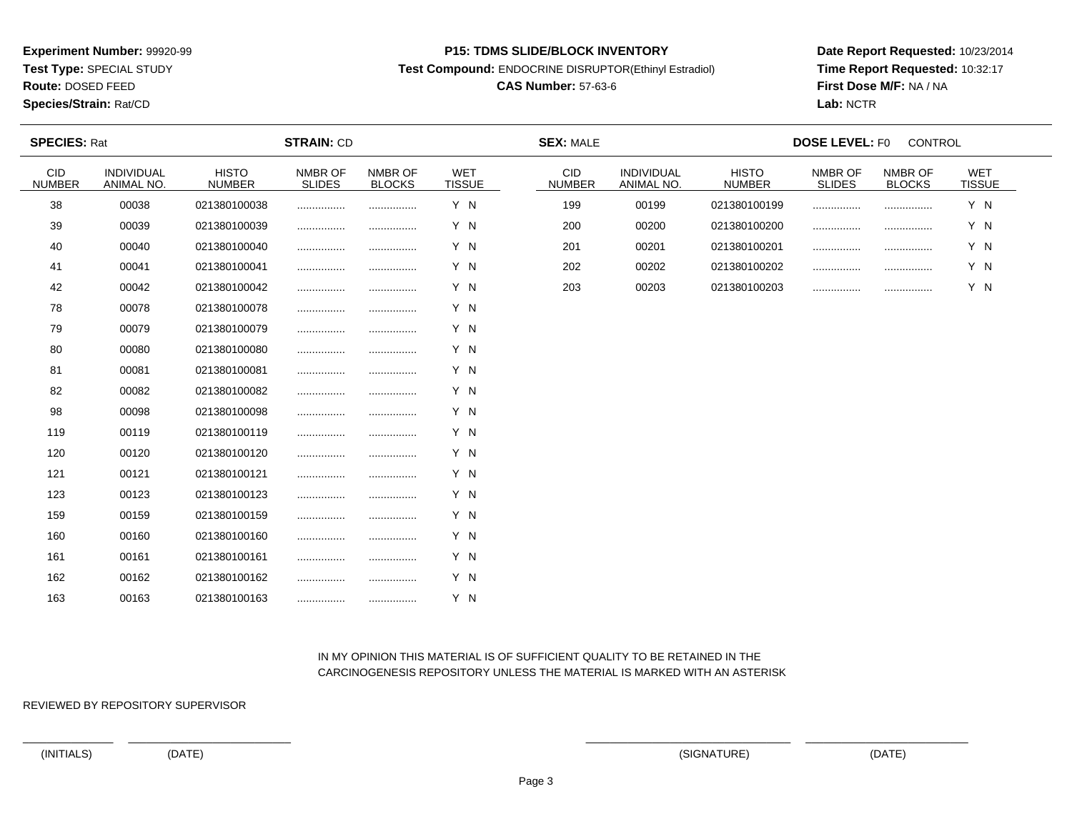**Experiment Number:** 99920-99
**Test Type:** SPECIAL STUDY
**Route:** DOSED FEED
**Species/Strain:** Rat/CD

**P15: TDMS SLIDE/BLOCK INVENTORY**
**Test Compound:** ENDOCRINE DISRUPTOR(Ethinyl Estradiol)
**CAS Number:** 57-63-6

**Date Report Requested:** 10/23/2014
**Time Report Requested:** 10:32:17
**First Dose M/F:** NA / NA
**Lab:** NCTR

**SPECIES:** Rat **STRAIN:** CD **SEX:** MALE **DOSE LEVEL:** F0 CONTROL

| CID NUMBER | INDIVIDUAL ANIMAL NO. | HISTO NUMBER | NMBR OF SLIDES | NMBR OF BLOCKS | WET TISSUE |
|---|---|---|---|---|---|
| 38 | 00038 | 021380100038 | ................ | ................ | Y N |
| 39 | 00039 | 021380100039 | ................ | ................ | Y N |
| 40 | 00040 | 021380100040 | ................ | ................ | Y N |
| 41 | 00041 | 021380100041 | ................ | ................ | Y N |
| 42 | 00042 | 021380100042 | ................ | ................ | Y N |
| 78 | 00078 | 021380100078 | ................ | ................ | Y N |
| 79 | 00079 | 021380100079 | ................ | ................ | Y N |
| 80 | 00080 | 021380100080 | ................ | ................ | Y N |
| 81 | 00081 | 021380100081 | ................ | ................ | Y N |
| 82 | 00082 | 021380100082 | ................ | ................ | Y N |
| 98 | 00098 | 021380100098 | ................ | ................ | Y N |
| 119 | 00119 | 021380100119 | ................ | ................ | Y N |
| 120 | 00120 | 021380100120 | ................ | ................ | Y N |
| 121 | 00121 | 021380100121 | ................ | ................ | Y N |
| 123 | 00123 | 021380100123 | ................ | ................ | Y N |
| 159 | 00159 | 021380100159 | ................ | ................ | Y N |
| 160 | 00160 | 021380100160 | ................ | ................ | Y N |
| 161 | 00161 | 021380100161 | ................ | ................ | Y N |
| 162 | 00162 | 021380100162 | ................ | ................ | Y N |
| 163 | 00163 | 021380100163 | ................ | ................ | Y N |
| 199 | 00199 | 021380100199 | ................ | ................ | Y N |
| 200 | 00200 | 021380100200 | ................ | ................ | Y N |
| 201 | 00201 | 021380100201 | ................ | ................ | Y N |
| 202 | 00202 | 021380100202 | ................ | ................ | Y N |
| 203 | 00203 | 021380100203 | ................ | ................ | Y N |

IN MY OPINION THIS MATERIAL IS OF SUFFICIENT QUALITY TO BE RETAINED IN THE CARCINOGENESIS REPOSITORY UNLESS THE MATERIAL IS MARKED WITH AN ASTERISK

REVIEWED BY REPOSITORY SUPERVISOR

_____________ _____________________ _________________________ _____________________

(INITIALS) (DATE) (SIGNATURE) (DATE)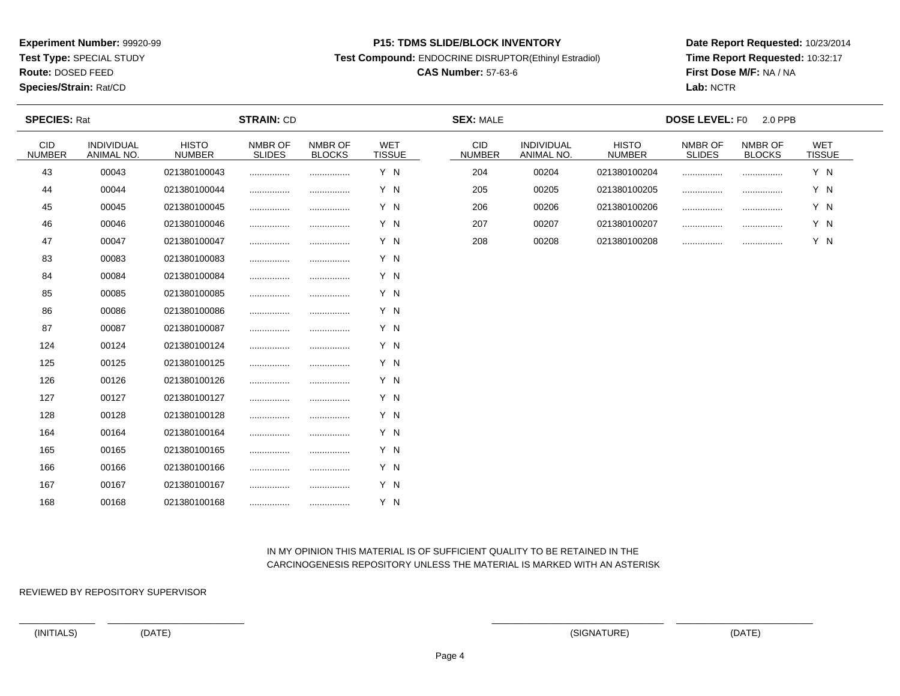**Experiment Number:** 99920-99
**Test Type:** SPECIAL STUDY
**Route:** DOSED FEED
**Species/Strain:** Rat/CD

**P15: TDMS SLIDE/BLOCK INVENTORY**
**Test Compound:** ENDOCRINE DISRUPTOR(Ethinyl Estradiol)
**CAS Number:** 57-63-6

**Date Report Requested:** 10/23/2014
**Time Report Requested:** 10:32:17
**First Dose M/F:** NA / NA
**Lab:** NCTR

**SPECIES:** Rat **STRAIN:** CD **SEX:** MALE **DOSE LEVEL:** F0 2.0 PPB

| CID NUMBER | INDIVIDUAL ANIMAL NO. | HISTO NUMBER | NMBR OF SLIDES | NMBR OF BLOCKS | WET TISSUE |
|---|---|---|---|---|---|
| 43 | 00043 | 021380100043 | ................ | ................ | Y N |
| 44 | 00044 | 021380100044 | ................ | ................ | Y N |
| 45 | 00045 | 021380100045 | ................ | ................ | Y N |
| 46 | 00046 | 021380100046 | ................ | ................ | Y N |
| 47 | 00047 | 021380100047 | ................ | ................ | Y N |
| 83 | 00083 | 021380100083 | ................ | ................ | Y N |
| 84 | 00084 | 021380100084 | ................ | ................ | Y N |
| 85 | 00085 | 021380100085 | ................ | ................ | Y N |
| 86 | 00086 | 021380100086 | ................ | ................ | Y N |
| 87 | 00087 | 021380100087 | ................ | ................ | Y N |
| 124 | 00124 | 021380100124 | ................ | ................ | Y N |
| 125 | 00125 | 021380100125 | ................ | ................ | Y N |
| 126 | 00126 | 021380100126 | ................ | ................ | Y N |
| 127 | 00127 | 021380100127 | ................ | ................ | Y N |
| 128 | 00128 | 021380100128 | ................ | ................ | Y N |
| 164 | 00164 | 021380100164 | ................ | ................ | Y N |
| 165 | 00165 | 021380100165 | ................ | ................ | Y N |
| 166 | 00166 | 021380100166 | ................ | ................ | Y N |
| 167 | 00167 | 021380100167 | ................ | ................ | Y N |
| 168 | 00168 | 021380100168 | ................ | ................ | Y N |
| 204 | 00204 | 021380100204 | ................ | ................ | Y N |
| 205 | 00205 | 021380100205 | ................ | ................ | Y N |
| 206 | 00206 | 021380100206 | ................ | ................ | Y N |
| 207 | 00207 | 021380100207 | ................ | ................ | Y N |
| 208 | 00208 | 021380100208 | ................ | ................ | Y N |

IN MY OPINION THIS MATERIAL IS OF SUFFICIENT QUALITY TO BE RETAINED IN THE CARCINOGENESIS REPOSITORY UNLESS THE MATERIAL IS MARKED WITH AN ASTERISK

REVIEWED BY REPOSITORY SUPERVISOR

(INITIALS) (DATE) (SIGNATURE) (DATE)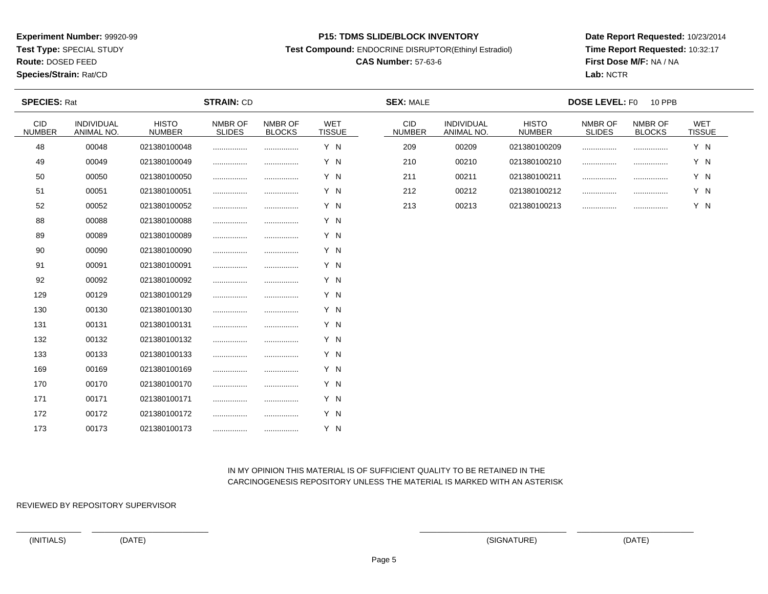**Experiment Number:** 99920-99
**Test Type:** SPECIAL STUDY
**Route:** DOSED FEED
**Species/Strain:** Rat/CD

**P15: TDMS SLIDE/BLOCK INVENTORY**
**Test Compound:** ENDOCRINE DISRUPTOR(Ethinyl Estradiol)
**CAS Number:** 57-63-6

**Date Report Requested:** 10/23/2014
**Time Report Requested:** 10:32:17
**First Dose M/F:** NA / NA
**Lab:** NCTR

**SPECIES:** Rat | **STRAIN:** CD | **SEX:** MALE | **DOSE LEVEL:** F0 10 PPB

| CID NUMBER | INDIVIDUAL ANIMAL NO. | HISTO NUMBER | NMBR OF SLIDES | NMBR OF BLOCKS | WET TISSUE |
|---|---|---|---|---|---|
| 48 | 00048 | 021380100048 | ................ | ................ | Y N |
| 49 | 00049 | 021380100049 | ................ | ................ | Y N |
| 50 | 00050 | 021380100050 | ................ | ................ | Y N |
| 51 | 00051 | 021380100051 | ................ | ................ | Y N |
| 52 | 00052 | 021380100052 | ................ | ................ | Y N |
| 88 | 00088 | 021380100088 | ................ | ................ | Y N |
| 89 | 00089 | 021380100089 | ................ | ................ | Y N |
| 90 | 00090 | 021380100090 | ................ | ................ | Y N |
| 91 | 00091 | 021380100091 | ................ | ................ | Y N |
| 92 | 00092 | 021380100092 | ................ | ................ | Y N |
| 129 | 00129 | 021380100129 | ................ | ................ | Y N |
| 130 | 00130 | 021380100130 | ................ | ................ | Y N |
| 131 | 00131 | 021380100131 | ................ | ................ | Y N |
| 132 | 00132 | 021380100132 | ................ | ................ | Y N |
| 133 | 00133 | 021380100133 | ................ | ................ | Y N |
| 169 | 00169 | 021380100169 | ................ | ................ | Y N |
| 170 | 00170 | 021380100170 | ................ | ................ | Y N |
| 171 | 00171 | 021380100171 | ................ | ................ | Y N |
| 172 | 00172 | 021380100172 | ................ | ................ | Y N |
| 173 | 00173 | 021380100173 | ................ | ................ | Y N |
| 209 | 00209 | 021380100209 | ................ | ................ | Y N |
| 210 | 00210 | 021380100210 | ................ | ................ | Y N |
| 211 | 00211 | 021380100211 | ................ | ................ | Y N |
| 212 | 00212 | 021380100212 | ................ | ................ | Y N |
| 213 | 00213 | 021380100213 | ................ | ................ | Y N |

IN MY OPINION THIS MATERIAL IS OF SUFFICIENT QUALITY TO BE RETAINED IN THE CARCINOGENESIS REPOSITORY UNLESS THE MATERIAL IS MARKED WITH AN ASTERISK

REVIEWED BY REPOSITORY SUPERVISOR

(INITIALS) (DATE) (SIGNATURE) (DATE)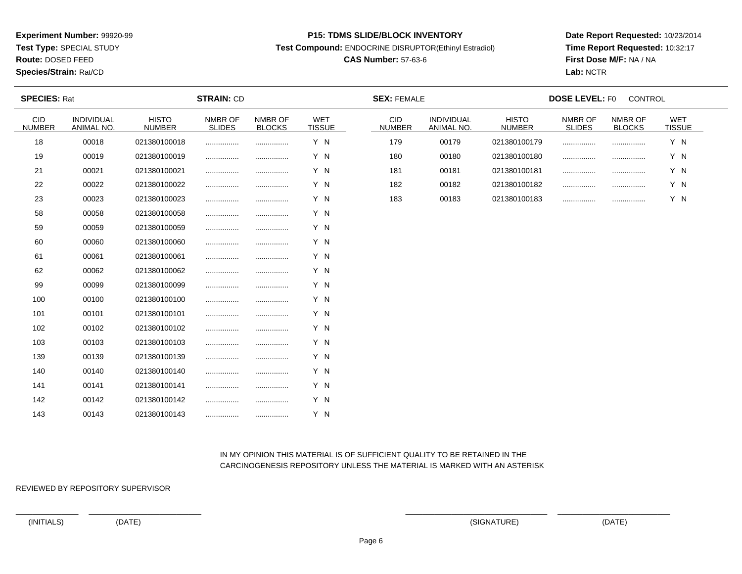**Experiment Number:** 99920-99
**Test Type:** SPECIAL STUDY
**Route:** DOSED FEED
**Species/Strain:** Rat/CD

**P15: TDMS SLIDE/BLOCK INVENTORY**
**Test Compound:** ENDOCRINE DISRUPTOR(Ethinyl Estradiol)
**CAS Number:** 57-63-6

**Date Report Requested:** 10/23/2014
**Time Report Requested:** 10:32:17
**First Dose M/F:** NA / NA
**Lab:** NCTR

**SPECIES:** Rat **STRAIN:** CD **SEX:** FEMALE **DOSE LEVEL:** F0 CONTROL

| CID NUMBER | INDIVIDUAL ANIMAL NO. | HISTO NUMBER | NMBR OF SLIDES | NMBR OF BLOCKS | WET TISSUE |
|---|---|---|---|---|---|
| 18 | 00018 | 021380100018 | ................ | ................ | Y N |
| 19 | 00019 | 021380100019 | ................ | ................ | Y N |
| 21 | 00021 | 021380100021 | ................ | ................ | Y N |
| 22 | 00022 | 021380100022 | ................ | ................ | Y N |
| 23 | 00023 | 021380100023 | ................ | ................ | Y N |
| 58 | 00058 | 021380100058 | ................ | ................ | Y N |
| 59 | 00059 | 021380100059 | ................ | ................ | Y N |
| 60 | 00060 | 021380100060 | ................ | ................ | Y N |
| 61 | 00061 | 021380100061 | ................ | ................ | Y N |
| 62 | 00062 | 021380100062 | ................ | ................ | Y N |
| 99 | 00099 | 021380100099 | ................ | ................ | Y N |
| 100 | 00100 | 021380100100 | ................ | ................ | Y N |
| 101 | 00101 | 021380100101 | ................ | ................ | Y N |
| 102 | 00102 | 021380100102 | ................ | ................ | Y N |
| 103 | 00103 | 021380100103 | ................ | ................ | Y N |
| 139 | 00139 | 021380100139 | ................ | ................ | Y N |
| 140 | 00140 | 021380100140 | ................ | ................ | Y N |
| 141 | 00141 | 021380100141 | ................ | ................ | Y N |
| 142 | 00142 | 021380100142 | ................ | ................ | Y N |
| 143 | 00143 | 021380100143 | ................ | ................ | Y N |
| 179 | 00179 | 021380100179 | ................ | ................ | Y N |
| 180 | 00180 | 021380100180 | ................ | ................ | Y N |
| 181 | 00181 | 021380100181 | ................ | ................ | Y N |
| 182 | 00182 | 021380100182 | ................ | ................ | Y N |
| 183 | 00183 | 021380100183 | ................ | ................ | Y N |

IN MY OPINION THIS MATERIAL IS OF SUFFICIENT QUALITY TO BE RETAINED IN THE CARCINOGENESIS REPOSITORY UNLESS THE MATERIAL IS MARKED WITH AN ASTERISK

REVIEWED BY REPOSITORY SUPERVISOR

(INITIALS) (DATE) (SIGNATURE) (DATE)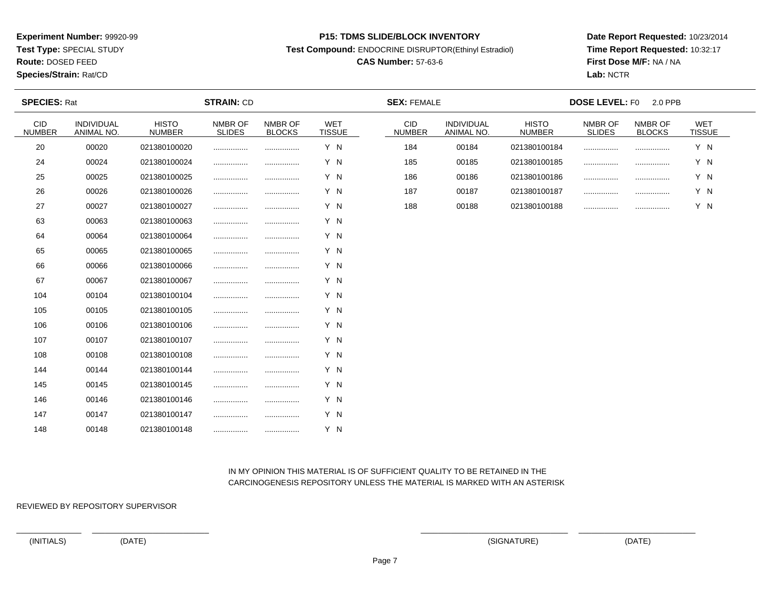**Experiment Number:** 99920-99
**Test Type:** SPECIAL STUDY
**Route:** DOSED FEED
**Species/Strain:** Rat/CD

**P15: TDMS SLIDE/BLOCK INVENTORY**
**Test Compound:** ENDOCRINE DISRUPTOR(Ethinyl Estradiol)
**CAS Number:** 57-63-6

**Date Report Requested:** 10/23/2014
**Time Report Requested:** 10:32:17
**First Dose M/F:** NA / NA
**Lab:** NCTR

**SPECIES:** Rat **STRAIN:** CD **SEX:** FEMALE **DOSE LEVEL:** F0 2.0 PPB

| CID NUMBER | INDIVIDUAL ANIMAL NO. | HISTO NUMBER | NMBR OF SLIDES | NMBR OF BLOCKS | WET TISSUE |
|---|---|---|---|---|---|
| 20 | 00020 | 021380100020 | ................ | ................ | Y N |
| 24 | 00024 | 021380100024 | ................ | ................ | Y N |
| 25 | 00025 | 021380100025 | ................ | ................ | Y N |
| 26 | 00026 | 021380100026 | ................ | ................ | Y N |
| 27 | 00027 | 021380100027 | ................ | ................ | Y N |
| 63 | 00063 | 021380100063 | ................ | ................ | Y N |
| 64 | 00064 | 021380100064 | ................ | ................ | Y N |
| 65 | 00065 | 021380100065 | ................ | ................ | Y N |
| 66 | 00066 | 021380100066 | ................ | ................ | Y N |
| 67 | 00067 | 021380100067 | ................ | ................ | Y N |
| 104 | 00104 | 021380100104 | ................ | ................ | Y N |
| 105 | 00105 | 021380100105 | ................ | ................ | Y N |
| 106 | 00106 | 021380100106 | ................ | ................ | Y N |
| 107 | 00107 | 021380100107 | ................ | ................ | Y N |
| 108 | 00108 | 021380100108 | ................ | ................ | Y N |
| 144 | 00144 | 021380100144 | ................ | ................ | Y N |
| 145 | 00145 | 021380100145 | ................ | ................ | Y N |
| 146 | 00146 | 021380100146 | ................ | ................ | Y N |
| 147 | 00147 | 021380100147 | ................ | ................ | Y N |
| 148 | 00148 | 021380100148 | ................ | ................ | Y N |
| 184 | 00184 | 021380100184 | ................ | ................ | Y N |
| 185 | 00185 | 021380100185 | ................ | ................ | Y N |
| 186 | 00186 | 021380100186 | ................ | ................ | Y N |
| 187 | 00187 | 021380100187 | ................ | ................ | Y N |
| 188 | 00188 | 021380100188 | ................ | ................ | Y N |

IN MY OPINION THIS MATERIAL IS OF SUFFICIENT QUALITY TO BE RETAINED IN THE CARCINOGENESIS REPOSITORY UNLESS THE MATERIAL IS MARKED WITH AN ASTERISK

REVIEWED BY REPOSITORY SUPERVISOR

(INITIALS) (DATE) (SIGNATURE) (DATE)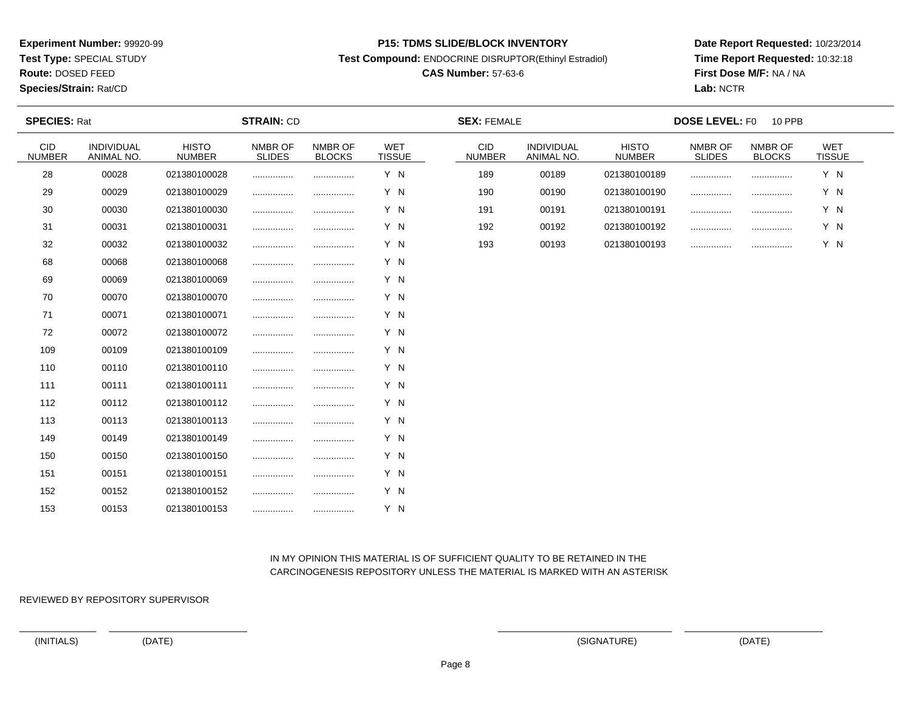**Experiment Number:** 99920-99
**Test Type:** SPECIAL STUDY
**Route:** DOSED FEED
**Species/Strain:** Rat/CD

**P15: TDMS SLIDE/BLOCK INVENTORY**
**Test Compound:** ENDOCRINE DISRUPTOR(Ethinyl Estradiol)
**CAS Number:** 57-63-6

**Date Report Requested:** 10/23/2014
**Time Report Requested:** 10:32:18
**First Dose M/F:** NA / NA
**Lab:** NCTR

**SPECIES:** Rat **STRAIN:** CD **SEX:** FEMALE **DOSE LEVEL:** F0 10 PPB

| CID NUMBER | INDIVIDUAL ANIMAL NO. | HISTO NUMBER | NMBR OF SLIDES | NMBR OF BLOCKS | WET TISSUE |
|---|---|---|---|---|---|
| 28 | 00028 | 021380100028 | ................ | ................ | Y N |
| 29 | 00029 | 021380100029 | ................ | ................ | Y N |
| 30 | 00030 | 021380100030 | ................ | ................ | Y N |
| 31 | 00031 | 021380100031 | ................ | ................ | Y N |
| 32 | 00032 | 021380100032 | ................ | ................ | Y N |
| 68 | 00068 | 021380100068 | ................ | ................ | Y N |
| 69 | 00069 | 021380100069 | ................ | ................ | Y N |
| 70 | 00070 | 021380100070 | ................ | ................ | Y N |
| 71 | 00071 | 021380100071 | ................ | ................ | Y N |
| 72 | 00072 | 021380100072 | ................ | ................ | Y N |
| 109 | 00109 | 021380100109 | ................ | ................ | Y N |
| 110 | 00110 | 021380100110 | ................ | ................ | Y N |
| 111 | 00111 | 021380100111 | ................ | ................ | Y N |
| 112 | 00112 | 021380100112 | ................ | ................ | Y N |
| 113 | 00113 | 021380100113 | ................ | ................ | Y N |
| 149 | 00149 | 021380100149 | ................ | ................ | Y N |
| 150 | 00150 | 021380100150 | ................ | ................ | Y N |
| 151 | 00151 | 021380100151 | ................ | ................ | Y N |
| 152 | 00152 | 021380100152 | ................ | ................ | Y N |
| 153 | 00153 | 021380100153 | ................ | ................ | Y N |
| 189 | 00189 | 021380100189 | ................ | ................ | Y N |
| 190 | 00190 | 021380100190 | ................ | ................ | Y N |
| 191 | 00191 | 021380100191 | ................ | ................ | Y N |
| 192 | 00192 | 021380100192 | ................ | ................ | Y N |
| 193 | 00193 | 021380100193 | ................ | ................ | Y N |

IN MY OPINION THIS MATERIAL IS OF SUFFICIENT QUALITY TO BE RETAINED IN THE CARCINOGENESIS REPOSITORY UNLESS THE MATERIAL IS MARKED WITH AN ASTERISK

REVIEWED BY REPOSITORY SUPERVISOR

(INITIALS) (DATE) (SIGNATURE) (DATE)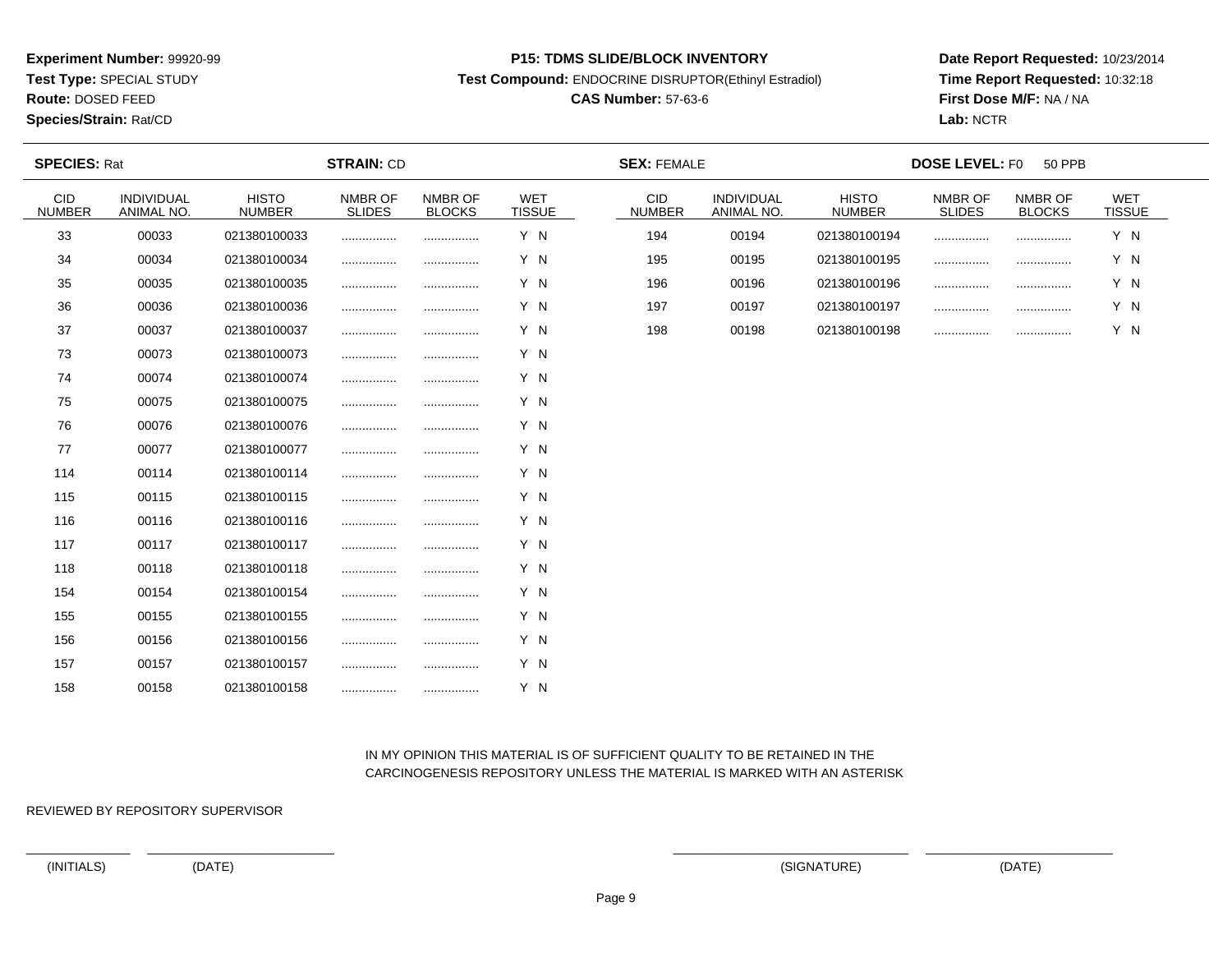**Experiment Number:** 99920-99
**Test Type:** SPECIAL STUDY
**Route:** DOSED FEED
**Species/Strain:** Rat/CD

**P15: TDMS SLIDE/BLOCK INVENTORY**
**Test Compound:** ENDOCRINE DISRUPTOR(Ethinyl Estradiol)
**CAS Number:** 57-63-6

**Date Report Requested:** 10/23/2014
**Time Report Requested:** 10:32:18
**First Dose M/F:** NA / NA
**Lab:** NCTR

**SPECIES:** Rat **STRAIN:** CD **SEX:** FEMALE **DOSE LEVEL:** F0 50 PPB

| CID NUMBER | INDIVIDUAL ANIMAL NO. | HISTO NUMBER | NMBR OF SLIDES | NMBR OF BLOCKS | WET TISSUE |
|---|---|---|---|---|---|
| 33 | 00033 | 021380100033 | ................ | ................ | Y N |
| 34 | 00034 | 021380100034 | ................ | ................ | Y N |
| 35 | 00035 | 021380100035 | ................ | ................ | Y N |
| 36 | 00036 | 021380100036 | ................ | ................ | Y N |
| 37 | 00037 | 021380100037 | ................ | ................ | Y N |
| 73 | 00073 | 021380100073 | ................ | ................ | Y N |
| 74 | 00074 | 021380100074 | ................ | ................ | Y N |
| 75 | 00075 | 021380100075 | ................ | ................ | Y N |
| 76 | 00076 | 021380100076 | ................ | ................ | Y N |
| 77 | 00077 | 021380100077 | ................ | ................ | Y N |
| 114 | 00114 | 021380100114 | ................ | ................ | Y N |
| 115 | 00115 | 021380100115 | ................ | ................ | Y N |
| 116 | 00116 | 021380100116 | ................ | ................ | Y N |
| 117 | 00117 | 021380100117 | ................ | ................ | Y N |
| 118 | 00118 | 021380100118 | ................ | ................ | Y N |
| 154 | 00154 | 021380100154 | ................ | ................ | Y N |
| 155 | 00155 | 021380100155 | ................ | ................ | Y N |
| 156 | 00156 | 021380100156 | ................ | ................ | Y N |
| 157 | 00157 | 021380100157 | ................ | ................ | Y N |
| 158 | 00158 | 021380100158 | ................ | ................ | Y N |
| 194 | 00194 | 021380100194 | ................ | ................ | Y N |
| 195 | 00195 | 021380100195 | ................ | ................ | Y N |
| 196 | 00196 | 021380100196 | ................ | ................ | Y N |
| 197 | 00197 | 021380100197 | ................ | ................ | Y N |
| 198 | 00198 | 021380100198 | ................ | ................ | Y N |

IN MY OPINION THIS MATERIAL IS OF SUFFICIENT QUALITY TO BE RETAINED IN THE CARCINOGENESIS REPOSITORY UNLESS THE MATERIAL IS MARKED WITH AN ASTERISK

REVIEWED BY REPOSITORY SUPERVISOR

(INITIALS) (DATE) (SIGNATURE) (DATE)